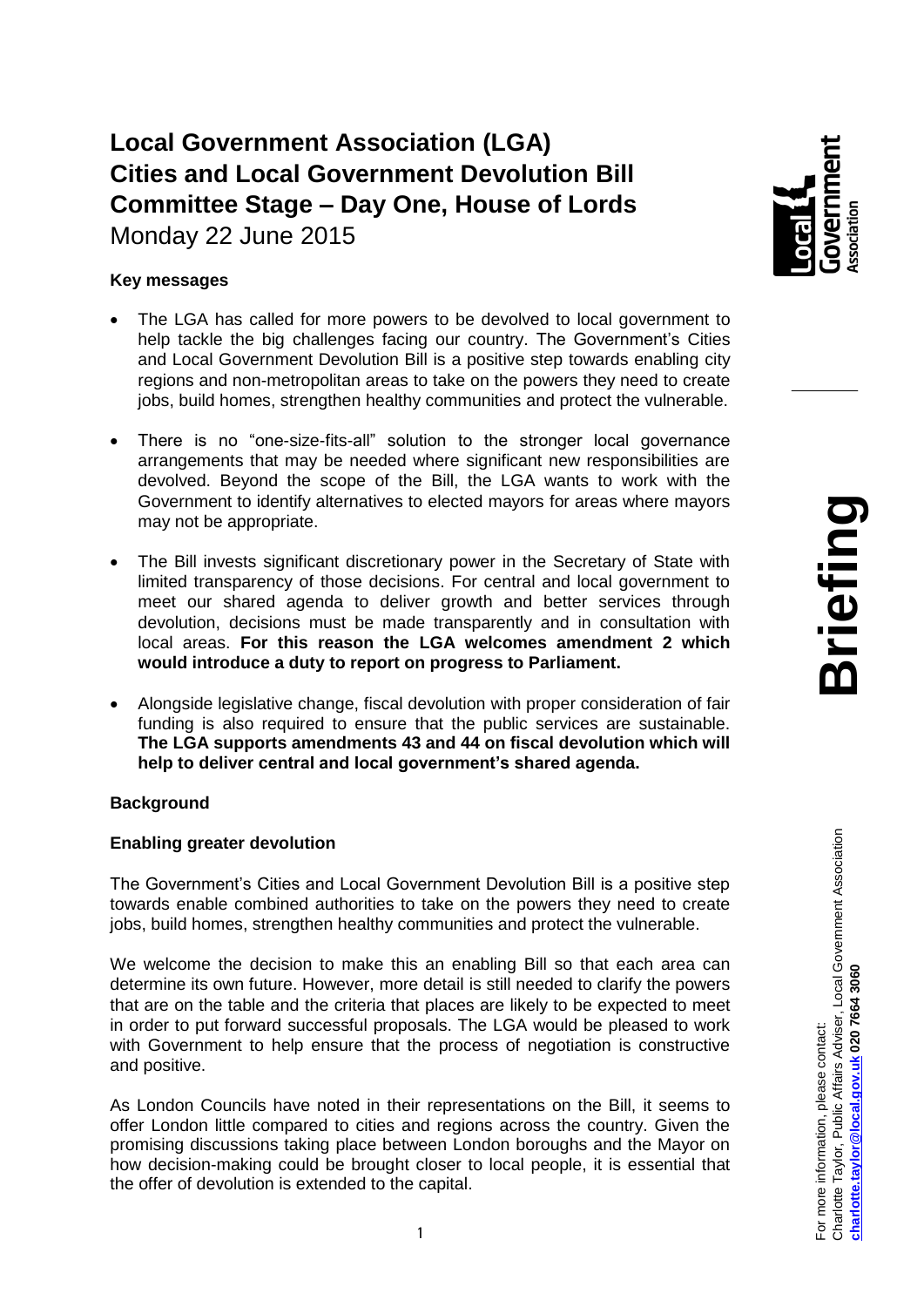# Local Government Association (LGA) Cities and Local Government Devolution Bill Committee Stage – Day One, House of Lords

Monday 22 June 2015

**Key messages**

- The LGA has called for more powers to be devolved to local government to help tackle the big challenges facing our country. The Government's Cities and Local Government Devolution Bill is a positive step towards enabling city regions and non-metropolitan areas to take on the powers they need to create jobs, build homes, strengthen healthy communities and protect the vulnerable.
- There is no "one-size-fits-all" solution to the stronger local governance arrangements that may be needed where significant new responsibilities are devolved. Beyond the scope of the Bill, the LGA wants to work with the Government to identify alternatives to elected mayors for areas where mayors may not be appropriate.
- The Bill invests significant discretionary power in the Secretary of State with limited transparency of those decisions. For central and local government to meet our shared agenda to deliver growth and better services through devolution, decisions must be made transparently and in consultation with local areas. **For this reason the LGA welcomes amendment 2 which would introduce a duty to report on progress to Parliament.**
- Alongside legislative change, fiscal devolution with proper consideration of fair funding is also required to ensure that the public services are sustainable. **The LGA supports amendments 43 and 44 on fiscal devolution which will help to deliver central and local government's shared agenda.**

**Background**

**Enabling greater devolution**

The Government's Cities and Local Government Devolution Bill is a positive step towards enable combined authorities to take on the powers they need to create jobs, build homes, strengthen healthy communities and protect the vulnerable.

We welcome the decision to make this an enabling Bill so that each area can determine its own future. However, more detail is still needed to clarify the powers that are on the table and the criteria that places are likely to be expected to meet in order to put forward successful proposals. The LGA would be pleased to work with Government to help ensure that the process of negotiation is constructive and positive.

As London Councils have noted in their representations on the Bill, it seems to offer London little compared to cities and regions across the country. Given the promising discussions taking place between London boroughs and the Mayor on how decision-making could be brought closer to local people, it is essential that the offer of devolution is extended to the capital.

For more information, please contact:
Charlotte Taylor, Public Affairs Adviser, Local Government Association
**charlotte.taylor@local.gov.uk 020 7664 3060**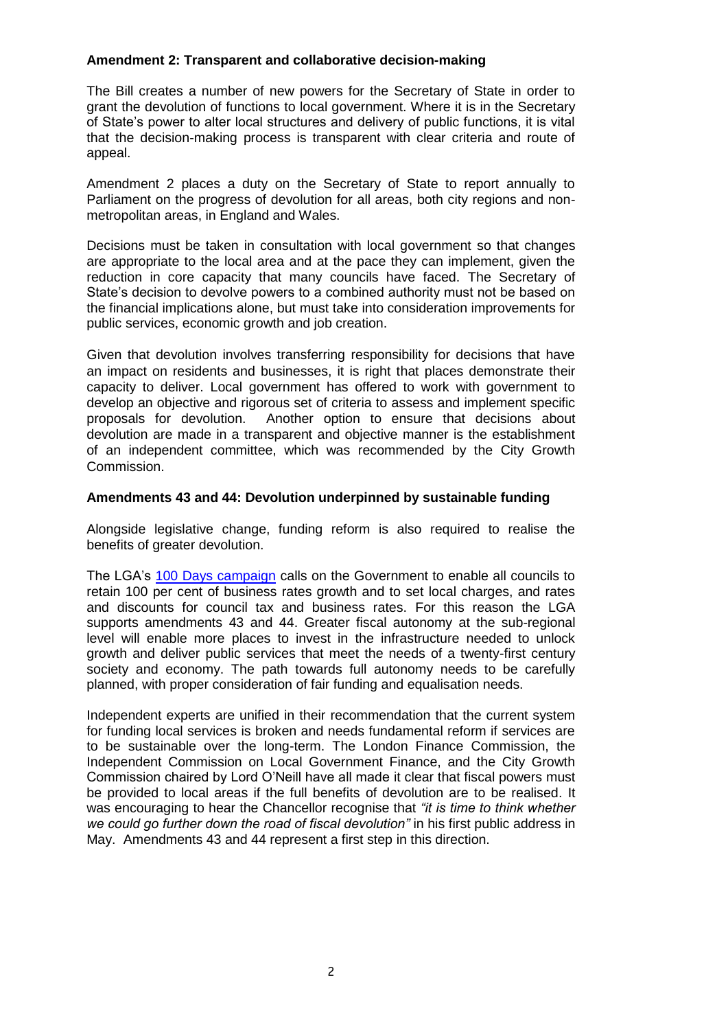**Amendment 2: Transparent and collaborative decision-making**

The Bill creates a number of new powers for the Secretary of State in order to grant the devolution of functions to local government. Where it is in the Secretary of State's power to alter local structures and delivery of public functions, it is vital that the decision-making process is transparent with clear criteria and route of appeal.

Amendment 2 places a duty on the Secretary of State to report annually to Parliament on the progress of devolution for all areas, both city regions and non-metropolitan areas, in England and Wales.

Decisions must be taken in consultation with local government so that changes are appropriate to the local area and at the pace they can implement, given the reduction in core capacity that many councils have faced. The Secretary of State's decision to devolve powers to a combined authority must not be based on the financial implications alone, but must take into consideration improvements for public services, economic growth and job creation.

Given that devolution involves transferring responsibility for decisions that have an impact on residents and businesses, it is right that places demonstrate their capacity to deliver. Local government has offered to work with government to develop an objective and rigorous set of criteria to assess and implement specific proposals for devolution. Another option to ensure that decisions about devolution are made in a transparent and objective manner is the establishment of an independent committee, which was recommended by the City Growth Commission.

**Amendments 43 and 44: Devolution underpinned by sustainable funding**

Alongside legislative change, funding reform is also required to realise the benefits of greater devolution.

The LGA's 100 Days campaign calls on the Government to enable all councils to retain 100 per cent of business rates growth and to set local charges, and rates and discounts for council tax and business rates. For this reason the LGA supports amendments 43 and 44. Greater fiscal autonomy at the sub-regional level will enable more places to invest in the infrastructure needed to unlock growth and deliver public services that meet the needs of a twenty-first century society and economy. The path towards full autonomy needs to be carefully planned, with proper consideration of fair funding and equalisation needs.

Independent experts are unified in their recommendation that the current system for funding local services is broken and needs fundamental reform if services are to be sustainable over the long-term. The London Finance Commission, the Independent Commission on Local Government Finance, and the City Growth Commission chaired by Lord O'Neill have all made it clear that fiscal powers must be provided to local areas if the full benefits of devolution are to be realised. It was encouraging to hear the Chancellor recognise that *"it is time to think whether we could go further down the road of fiscal devolution"* in his first public address in May. Amendments 43 and 44 represent a first step in this direction.